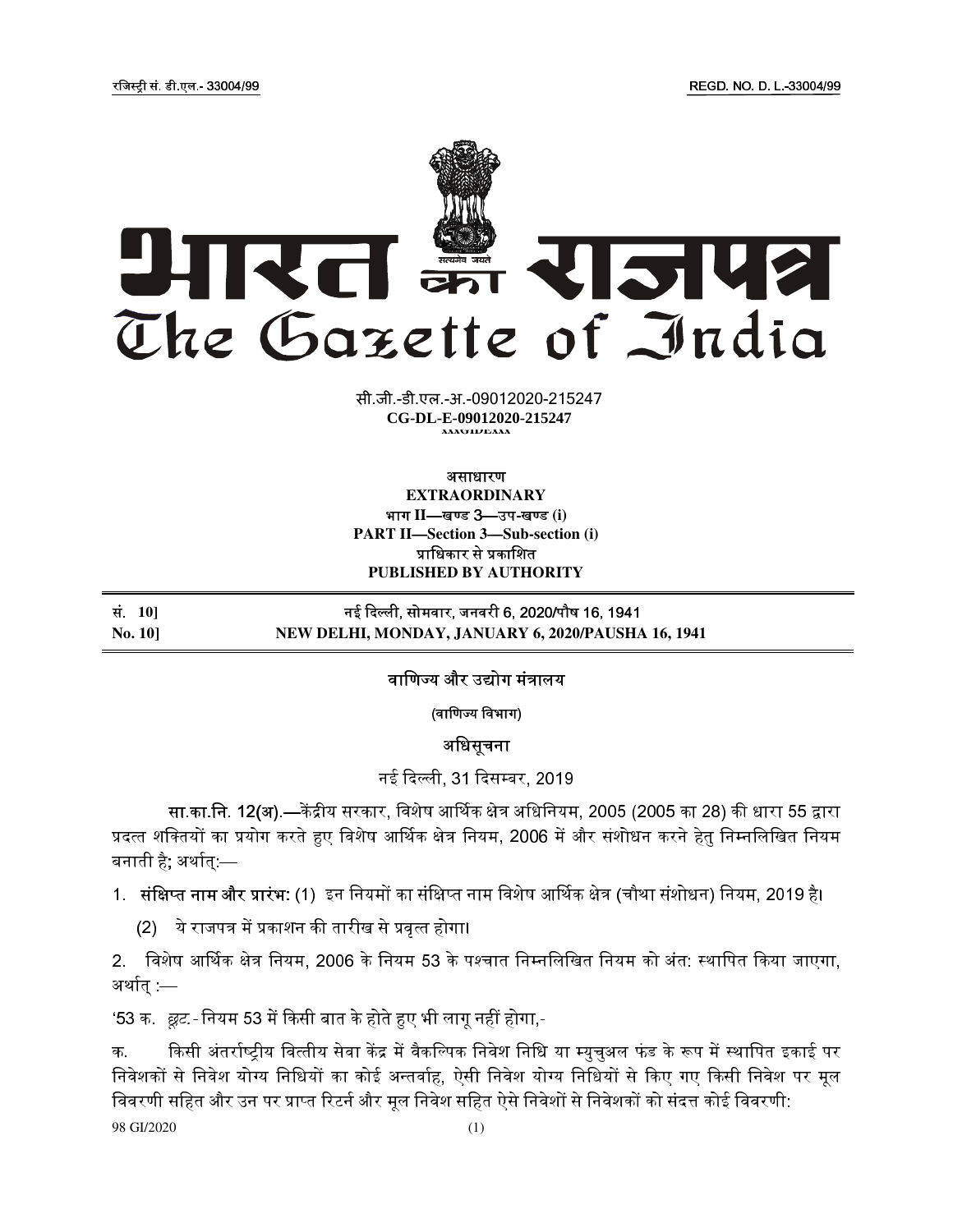रजिस्ट्री सं. डी.एल.- 33004/99 REGD. NO. D. L.-33004/99

# भारत का राजपत्र
# The Gazette of India

सी.जी.-डी.एल.-अ.-09012020-215247
**CG-DL-E-09012020-215247**

**असाधारण**
**EXTRAORDINARY**
**भाग II—खण्ड 3—उप-खण्ड (i)**
**PART II—Section 3—Sub-section (i)**
**प्राधिकार से प्रकाशित**
**PUBLISHED BY AUTHORITY**

| | |
|---|---|
| सं. 10] | नई दिल्ली, सोमवार, जनवरी 6, 2020/पौष 16, 1941 |
| No. 10] | NEW DELHI, MONDAY, JANUARY 6, 2020/PAUSHA 16, 1941 |

## वाणिज्य और उद्योग मंत्रालय

(वाणिज्य विभाग)

### अधिसूचना

नई दिल्ली, 31 दिसम्बर, 2019

**सा.का.नि. 12(अ).**—केंद्रीय सरकार, विशेष आर्थिक क्षेत्र अधिनियम, 2005 (2005 का 28) की धारा 55 द्वारा प्रदत्त शक्तियों का प्रयोग करते हुए विशेष आर्थिक क्षेत्र नियम, 2006 में और संशोधन करने हेतु निम्नलिखित नियम बनाती है; अर्थात्:—

1. **संक्षिप्त नाम और प्रारंभ:** (1) इन नियमों का संक्षिप्त नाम विशेष आर्थिक क्षेत्र (चौथा संशोधन) नियम, 2019 है।

(2) ये राजपत्र में प्रकाशन की तारीख से प्रवृत्त होगा।

2. विशेष आर्थिक क्षेत्र नियम, 2006 के नियम 53 के पश्चात निम्नलिखित नियम को अंत: स्थापित किया जाएगा, अर्थात् :—

'53 क. *छूट*.- नियम 53 में किसी बात के होते हुए भी लागू नहीं होगा,-

क. किसी अंतर्राष्ट्रीय वित्तीय सेवा केंद्र में वैकल्पिक निवेश निधि या म्युचुअल फंड के रूप में स्थापित इकाई पर निवेशकों से निवेश योग्य निधियों का कोई अन्तर्वाह, ऐसी निवेश योग्य निधियों से किए गए किसी निवेश पर मूल विवरणी सहित और उन पर प्राप्त रिटर्न और मूल निवेश सहित ऐसे निवेशों से निवेशकों को संदत्त कोई विवरणी:

98 GI/2020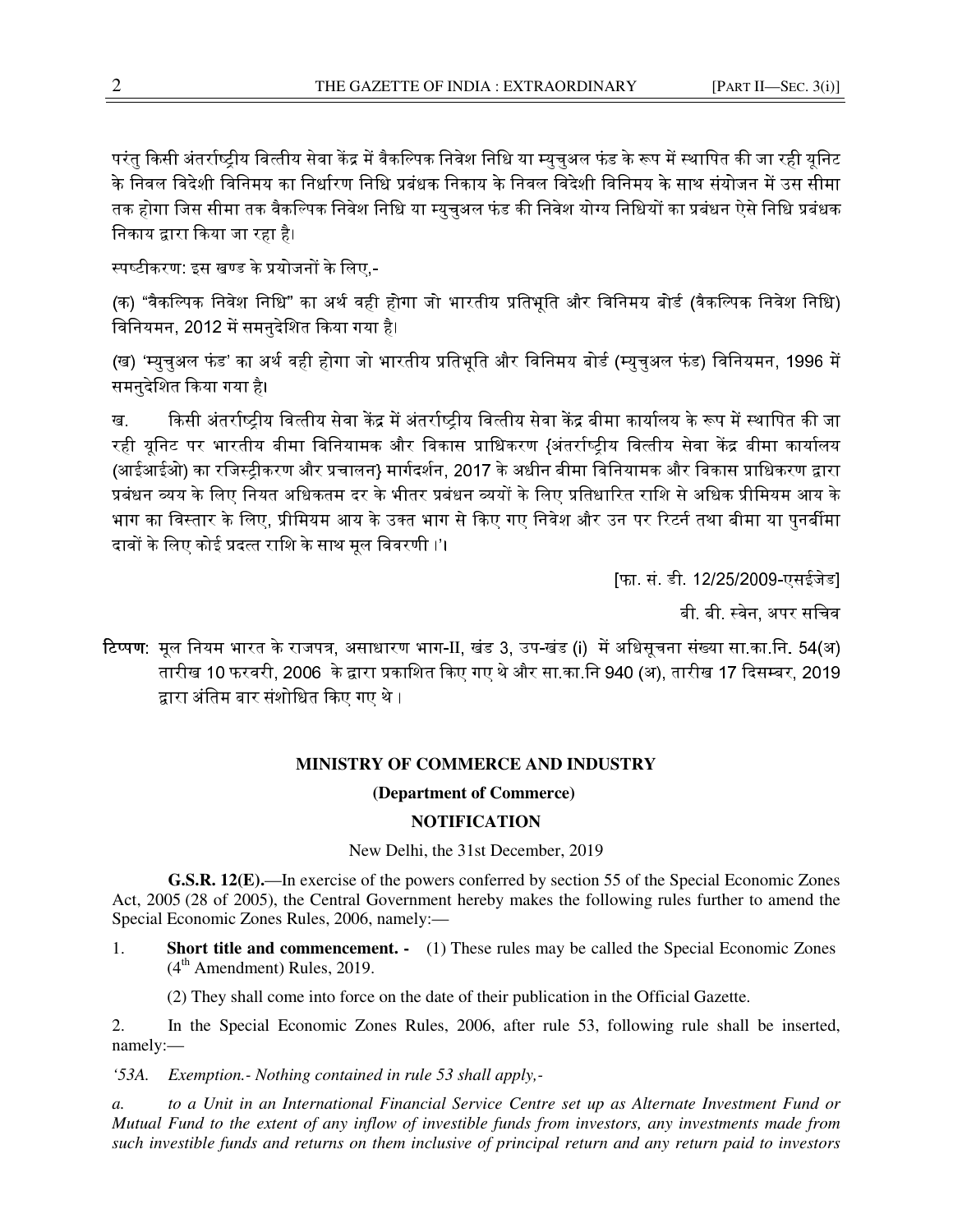परंतु किसी अंतर्राष्ट्रीय वित्तीय सेवा केंद्र में वैकल्पिक निवेश निधि या म्युचुअल फंड के रूप में स्थापित की जा रही यूनिट के निवल विदेशी विनिमय का निर्धारण निधि प्रबंधक निकाय के निवल विदेशी विनिमय के साथ संयोजन में उस सीमा तक होगा जिस सीमा तक वैकल्पिक निवेश निधि या म्युचुअल फंड की निवेश योग्य निधियों का प्रबंधन ऐसे निधि प्रबंधक निकाय द्वारा किया जा रहा है।

स्पष्टीकरण: इस खण्ड के प्रयोजनों के लिए,-

(क) "वैकल्पिक निवेश निधि" का अर्थ वही होगा जो भारतीय प्रतिभूति और विनिमय बोर्ड (वैकल्पिक निवेश निधि) विनियमन, 2012 में समनुदेशित किया गया है।

(ख) 'म्युचुअल फंड' का अर्थ वही होगा जो भारतीय प्रतिभूति और विनिमय बोर्ड (म्युचुअल फंड) विनियमन, 1996 में समनुदेशित किया गया है।

ख. किसी अंतर्राष्ट्रीय वित्तीय सेवा केंद्र में अंतर्राष्ट्रीय वित्तीय सेवा केंद्र बीमा कार्यालय के रूप में स्थापित की जा रही यूनिट पर भारतीय बीमा विनियामक और विकास प्राधिकरण {अंतर्राष्ट्रीय वित्तीय सेवा केंद्र बीमा कार्यालय (आईआईओ) का रजिस्ट्रीकरण और प्रचालन} मार्गदर्शन, 2017 के अधीन बीमा विनियामक और विकास प्राधिकरण द्वारा प्रबंधन व्यय के लिए नियत अधिकतम दर के भीतर प्रबंधन व्ययों के लिए प्रतिधारित राशि से अधिक प्रीमियम आय के भाग का विस्तार के लिए, प्रीमियम आय के उक्त भाग से किए गए निवेश और उन पर रिटर्न तथा बीमा या पुनर्बीमा दावों के लिए कोई प्रदत्त राशि के साथ मूल विवरणी ।'।

[फा. सं. डी. 12/25/2009-एसईजेड]

बी. बी. स्वेन, अपर सचिव

टिप्पण: मूल नियम भारत के राजपत्र, असाधारण भाग-II, खंड 3, उप-खंड (i) में अधिसूचना संख्या सा.का.नि. 54(अ) तारीख 10 फरवरी, 2006 के द्वारा प्रकाशित किए गए थे और सा.का.नि 940 (अ), तारीख 17 दिसम्बर, 2019 द्वारा अंतिम बार संशोधित किए गए थे ।

**MINISTRY OF COMMERCE AND INDUSTRY**

**(Department of Commerce)**

**NOTIFICATION**

New Delhi, the 31st December, 2019

**G.S.R. 12(E).**—In exercise of the powers conferred by section 55 of the Special Economic Zones Act, 2005 (28 of 2005), the Central Government hereby makes the following rules further to amend the Special Economic Zones Rules, 2006, namely:—

1. **Short title and commencement. -** (1) These rules may be called the Special Economic Zones (4th Amendment) Rules, 2019.

   (2) They shall come into force on the date of their publication in the Official Gazette.

2. In the Special Economic Zones Rules, 2006, after rule 53, following rule shall be inserted, namely:—

*'53A. Exemption.- Nothing contained in rule 53 shall apply,-*

*a. to a Unit in an International Financial Service Centre set up as Alternate Investment Fund or Mutual Fund to the extent of any inflow of investible funds from investors, any investments made from such investible funds and returns on them inclusive of principal return and any return paid to investors*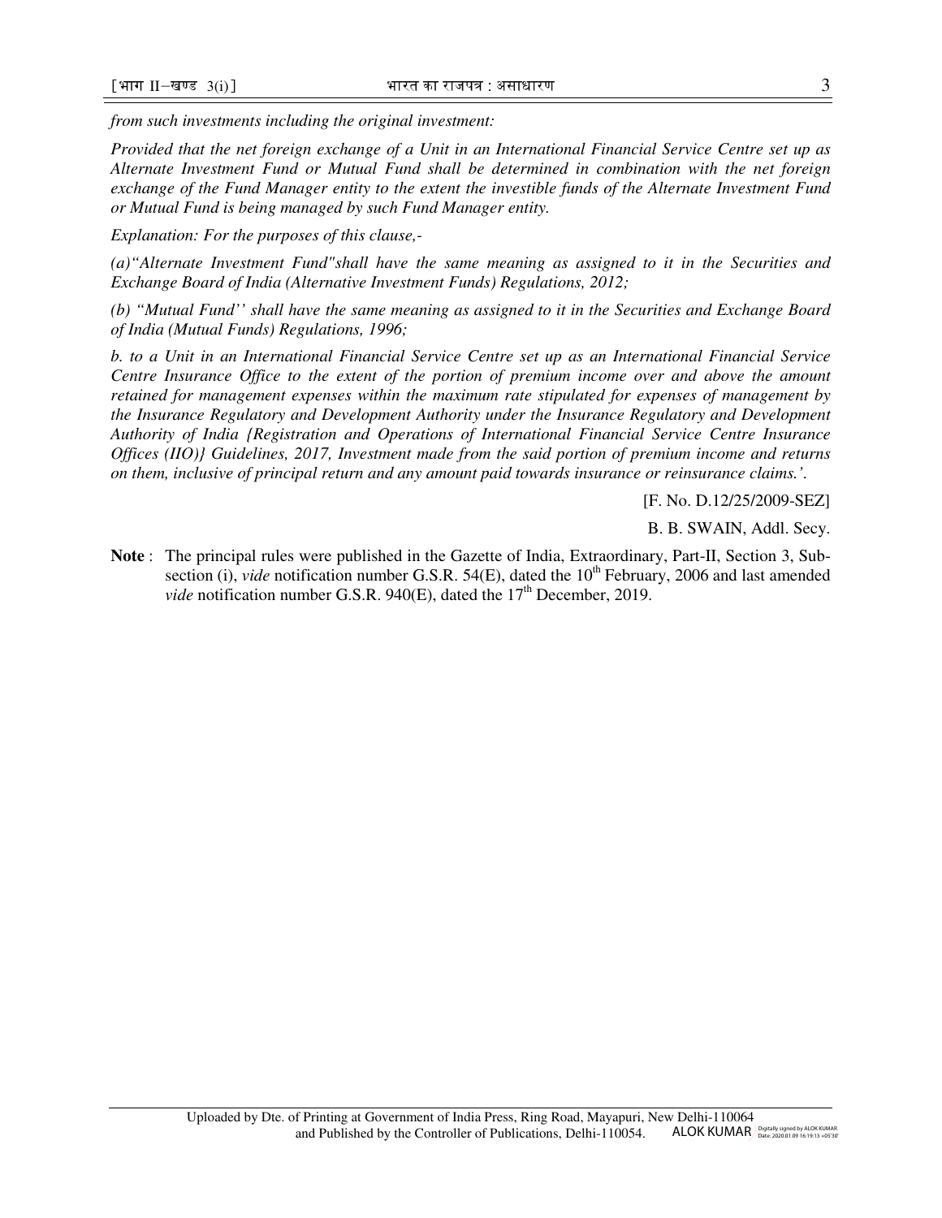*from such investments including the original investment:*

*Provided that the net foreign exchange of a Unit in an International Financial Service Centre set up as Alternate Investment Fund or Mutual Fund shall be determined in combination with the net foreign exchange of the Fund Manager entity to the extent the investible funds of the Alternate Investment Fund or Mutual Fund is being managed by such Fund Manager entity.*

*Explanation: For the purposes of this clause,-*

*(a)"Alternate Investment Fund"shall have the same meaning as assigned to it in the Securities and Exchange Board of India (Alternative Investment Funds) Regulations, 2012;*

*(b) "Mutual Fund'' shall have the same meaning as assigned to it in the Securities and Exchange Board of India (Mutual Funds) Regulations, 1996;*

*b. to a Unit in an International Financial Service Centre set up as an International Financial Service Centre Insurance Office to the extent of the portion of premium income over and above the amount retained for management expenses within the maximum rate stipulated for expenses of management by the Insurance Regulatory and Development Authority under the Insurance Regulatory and Development Authority of India {Registration and Operations of International Financial Service Centre Insurance Offices (IIO)} Guidelines, 2017, Investment made from the said portion of premium income and returns on them, inclusive of principal return and any amount paid towards insurance or reinsurance claims.'.*

[F. No. D.12/25/2009-SEZ]

B. B. SWAIN, Addl. Secy.

**Note** : The principal rules were published in the Gazette of India, Extraordinary, Part-II, Section 3, Sub-section (i), *vide* notification number G.S.R. 54(E), dated the 10th February, 2006 and last amended *vide* notification number G.S.R. 940(E), dated the 17th December, 2019.

Uploaded by Dte. of Printing at Government of India Press, Ring Road, Mayapuri, New Delhi-110064 and Published by the Controller of Publications, Delhi-110054.